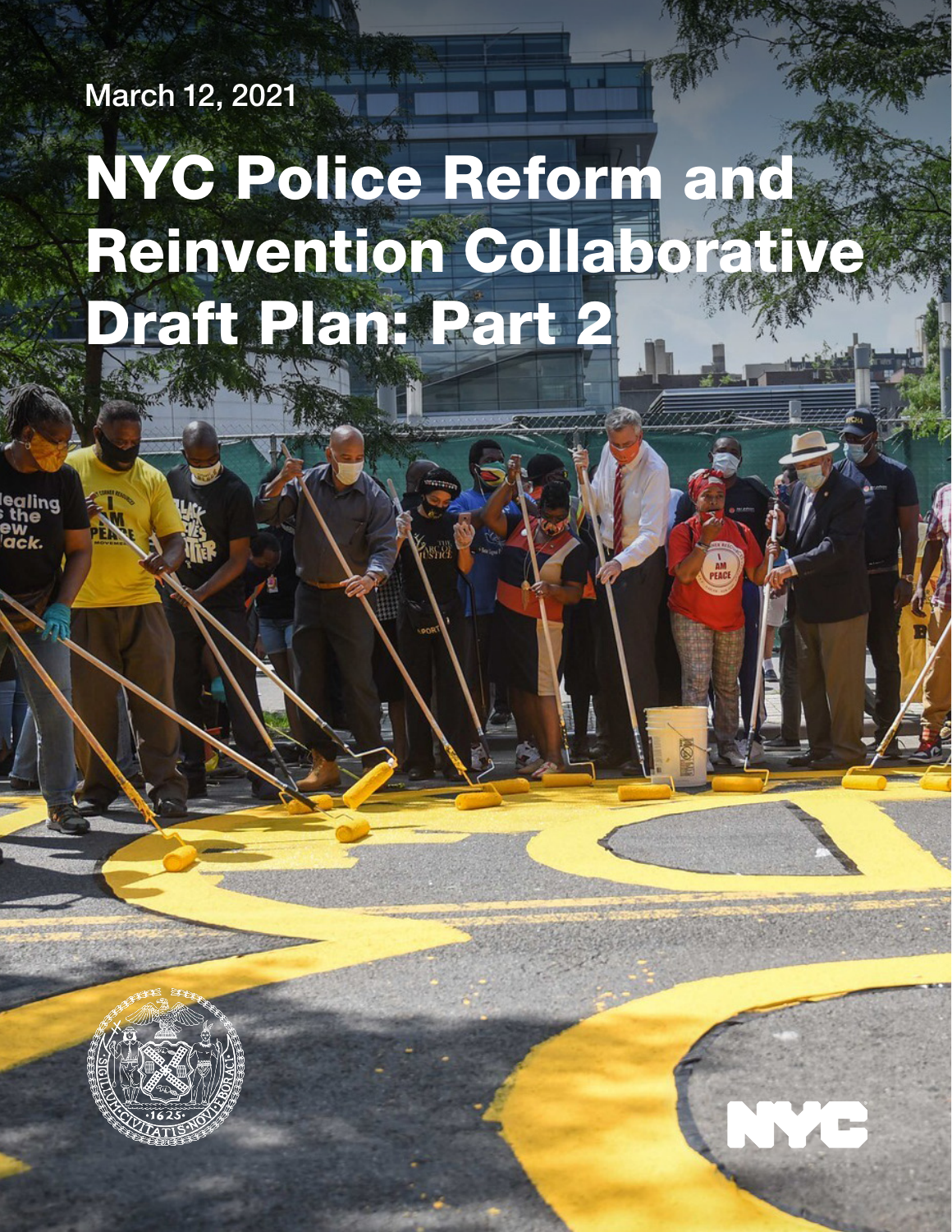March 12, 2021

# NYC Police Reform and Reinvention Collaborative Draft Plan: Part 2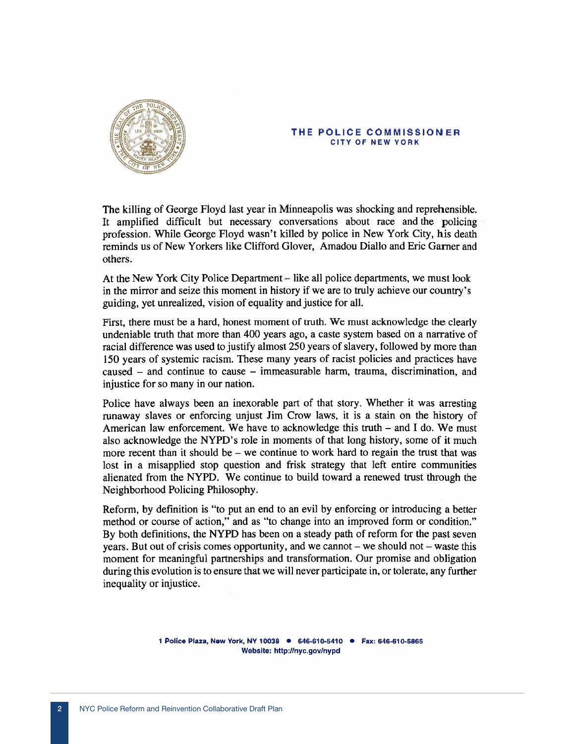**THE POLICE COMMISSIONER**
**CITY OF NEW YORK**

The killing of George Floyd last year in Minneapolis was shocking and reprehensible. It amplified difficult but necessary conversations about race and the policing profession. While George Floyd wasn't killed by police in New York City, his death reminds us of New Yorkers like Clifford Glover, Amadou Diallo and Eric Garner and others.

At the New York City Police Department – like all police departments, we must look in the mirror and seize this moment in history if we are to truly achieve our country's guiding, yet unrealized, vision of equality and justice for all.

First, there must be a hard, honest moment of truth. We must acknowledge the clearly undeniable truth that more than 400 years ago, a caste system based on a narrative of racial difference was used to justify almost 250 years of slavery, followed by more than 150 years of systemic racism. These many years of racist policies and practices have caused – and continue to cause – immeasurable harm, trauma, discrimination, and injustice for so many in our nation.

Police have always been an inexorable part of that story. Whether it was arresting runaway slaves or enforcing unjust Jim Crow laws, it is a stain on the history of American law enforcement. We have to acknowledge this truth – and I do. We must also acknowledge the NYPD's role in moments of that long history, some of it much more recent than it should be – we continue to work hard to regain the trust that was lost in a misapplied stop question and frisk strategy that left entire communities alienated from the NYPD. We continue to build toward a renewed trust through the Neighborhood Policing Philosophy.

Reform, by definition is "to put an end to an evil by enforcing or introducing a better method or course of action," and as "to change into an improved form or condition." By both definitions, the NYPD has been on a steady path of reform for the past seven years. But out of crisis comes opportunity, and we cannot – we should not – waste this moment for meaningful partnerships and transformation. Our promise and obligation during this evolution is to ensure that we will never participate in, or tolerate, any further inequality or injustice.

1 Police Plaza, New York, NY 10038 • 646-610-5410 • Fax: 646-610-5865
Website: http://nyc.gov/nypd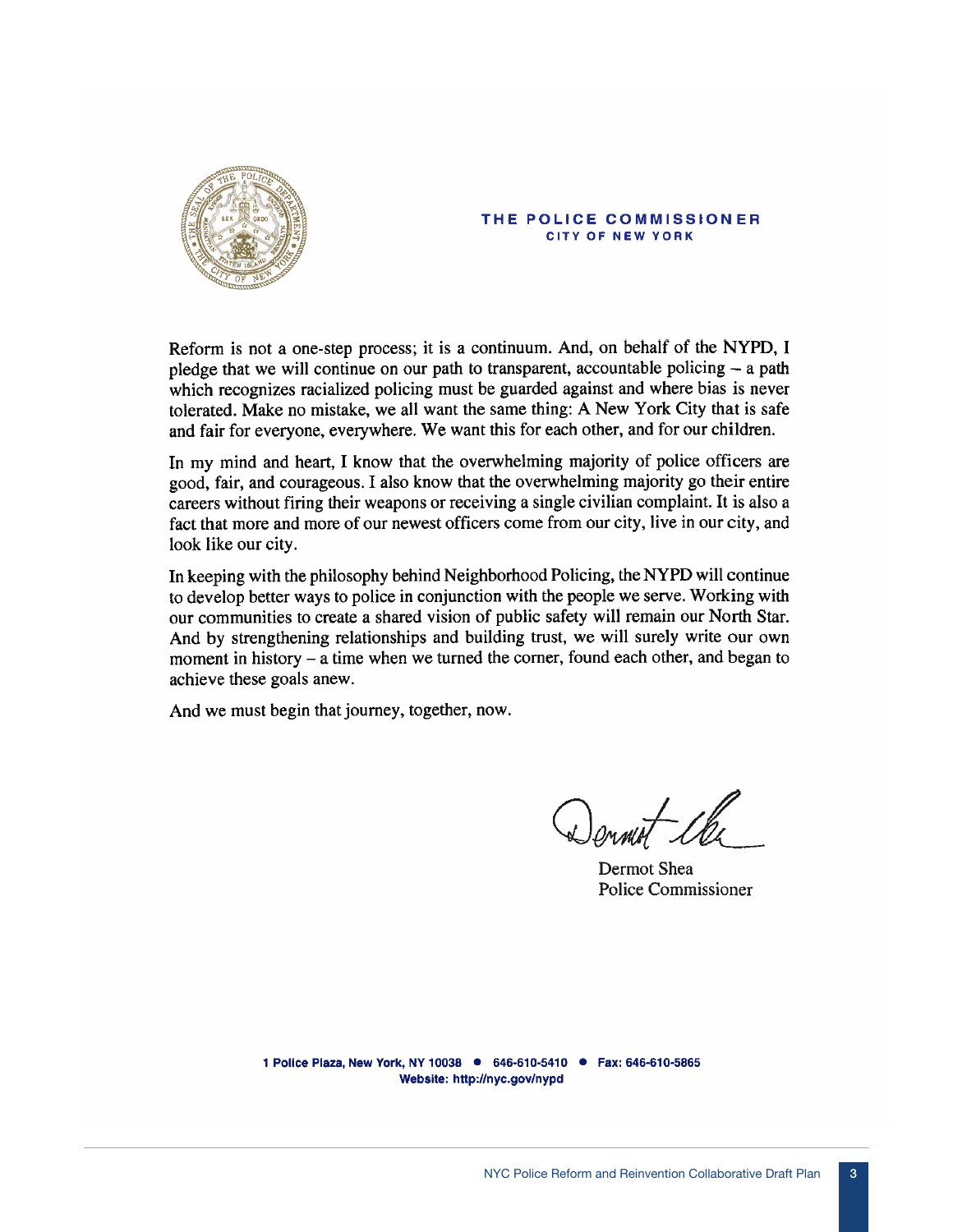**THE POLICE COMMISSIONER**
**CITY OF NEW YORK**

Reform is not a one-step process; it is a continuum. And, on behalf of the NYPD, I pledge that we will continue on our path to transparent, accountable policing – a path which recognizes racialized policing must be guarded against and where bias is never tolerated. Make no mistake, we all want the same thing: A New York City that is safe and fair for everyone, everywhere. We want this for each other, and for our children.

In my mind and heart, I know that the overwhelming majority of police officers are good, fair, and courageous. I also know that the overwhelming majority go their entire careers without firing their weapons or receiving a single civilian complaint. It is also a fact that more and more of our newest officers come from our city, live in our city, and look like our city.

In keeping with the philosophy behind Neighborhood Policing, the NYPD will continue to develop better ways to police in conjunction with the people we serve. Working with our communities to create a shared vision of public safety will remain our North Star. And by strengthening relationships and building trust, we will surely write our own moment in history – a time when we turned the corner, found each other, and began to achieve these goals anew.

And we must begin that journey, together, now.

Dermot Shea
Police Commissioner

**1 Police Plaza, New York, NY 10038 • 646-610-5410 • Fax: 646-610-5865**
**Website: http://nyc.gov/nypd**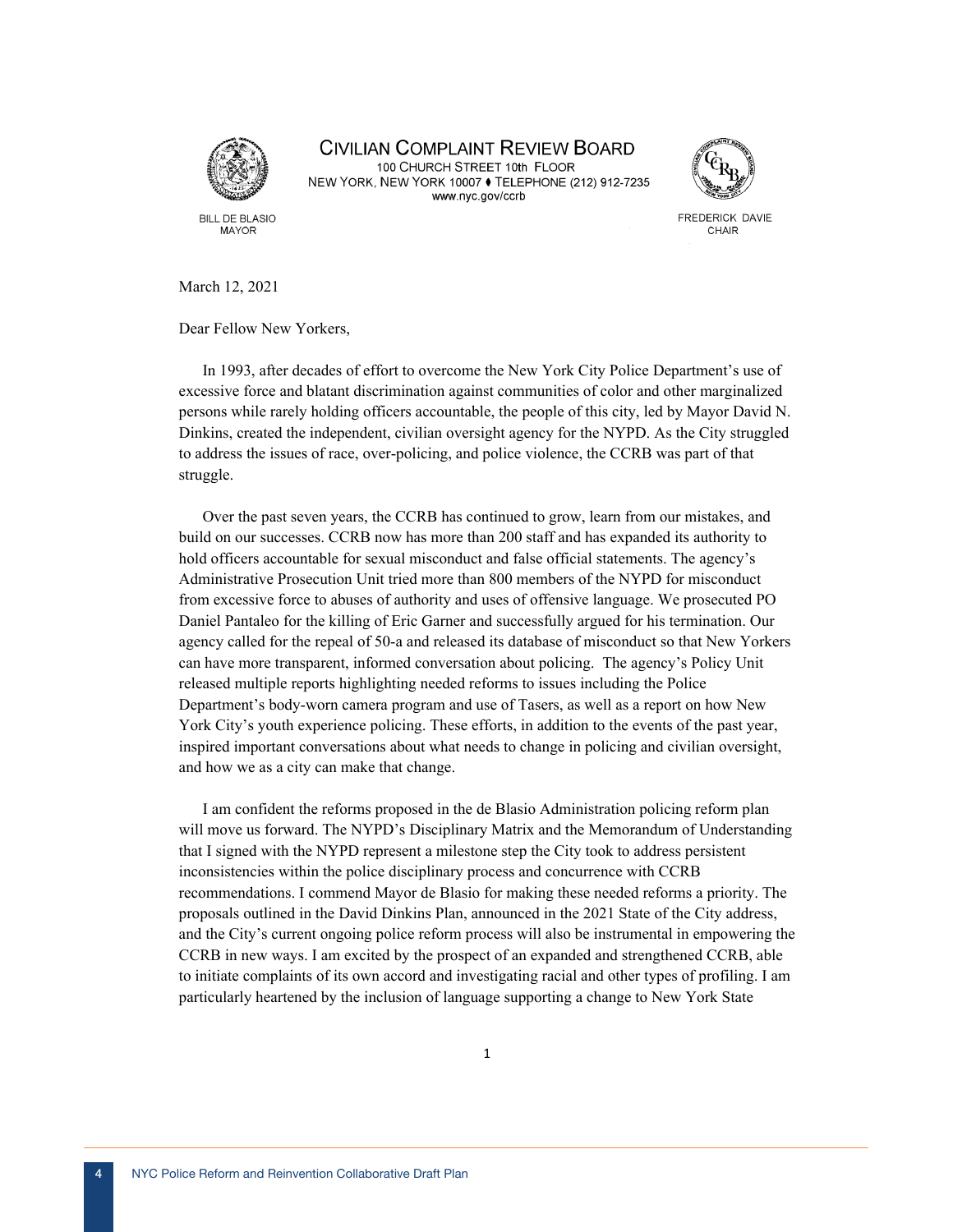# CIVILIAN COMPLAINT REVIEW BOARD

100 CHURCH STREET 10th FLOOR
NEW YORK, NEW YORK 10007 ♦ TELEPHONE (212) 912-7235
www.nyc.gov/ccrb

BILL DE BLASIO
MAYOR

FREDERICK DAVIE
CHAIR

March 12, 2021

Dear Fellow New Yorkers,

In 1993, after decades of effort to overcome the New York City Police Department's use of excessive force and blatant discrimination against communities of color and other marginalized persons while rarely holding officers accountable, the people of this city, led by Mayor David N. Dinkins, created the independent, civilian oversight agency for the NYPD. As the City struggled to address the issues of race, over-policing, and police violence, the CCRB was part of that struggle.

Over the past seven years, the CCRB has continued to grow, learn from our mistakes, and build on our successes. CCRB now has more than 200 staff and has expanded its authority to hold officers accountable for sexual misconduct and false official statements. The agency's Administrative Prosecution Unit tried more than 800 members of the NYPD for misconduct from excessive force to abuses of authority and uses of offensive language. We prosecuted PO Daniel Pantaleo for the killing of Eric Garner and successfully argued for his termination. Our agency called for the repeal of 50-a and released its database of misconduct so that New Yorkers can have more transparent, informed conversation about policing. The agency's Policy Unit released multiple reports highlighting needed reforms to issues including the Police Department's body-worn camera program and use of Tasers, as well as a report on how New York City's youth experience policing. These efforts, in addition to the events of the past year, inspired important conversations about what needs to change in policing and civilian oversight, and how we as a city can make that change.

I am confident the reforms proposed in the de Blasio Administration policing reform plan will move us forward. The NYPD's Disciplinary Matrix and the Memorandum of Understanding that I signed with the NYPD represent a milestone step the City took to address persistent inconsistencies within the police disciplinary process and concurrence with CCRB recommendations. I commend Mayor de Blasio for making these needed reforms a priority. The proposals outlined in the David Dinkins Plan, announced in the 2021 State of the City address, and the City's current ongoing police reform process will also be instrumental in empowering the CCRB in new ways. I am excited by the prospect of an expanded and strengthened CCRB, able to initiate complaints of its own accord and investigating racial and other types of profiling. I am particularly heartened by the inclusion of language supporting a change to New York State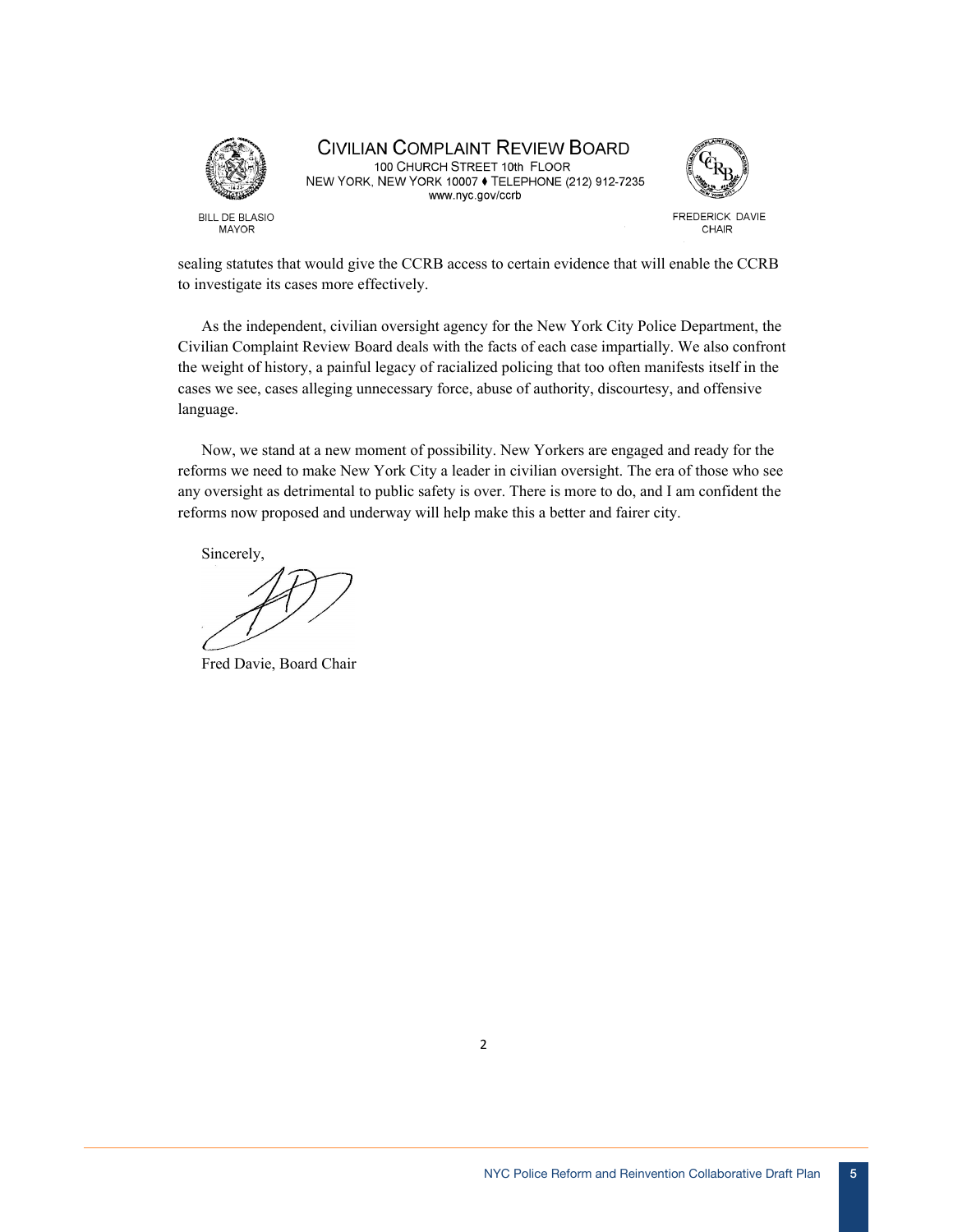CIVILIAN COMPLAINT REVIEW BOARD
100 CHURCH STREET 10th FLOOR
NEW YORK, NEW YORK 10007 ♦ TELEPHONE (212) 912-7235
www.nyc.gov/ccrb

BILL DE BLASIO
MAYOR

FREDERICK DAVIE
CHAIR

sealing statutes that would give the CCRB access to certain evidence that will enable the CCRB to investigate its cases more effectively.

As the independent, civilian oversight agency for the New York City Police Department, the Civilian Complaint Review Board deals with the facts of each case impartially. We also confront the weight of history, a painful legacy of racialized policing that too often manifests itself in the cases we see, cases alleging unnecessary force, abuse of authority, discourtesy, and offensive language.

Now, we stand at a new moment of possibility. New Yorkers are engaged and ready for the reforms we need to make New York City a leader in civilian oversight. The era of those who see any oversight as detrimental to public safety is over. There is more to do, and I am confident the reforms now proposed and underway will help make this a better and fairer city.

Sincerely,

Fred Davie, Board Chair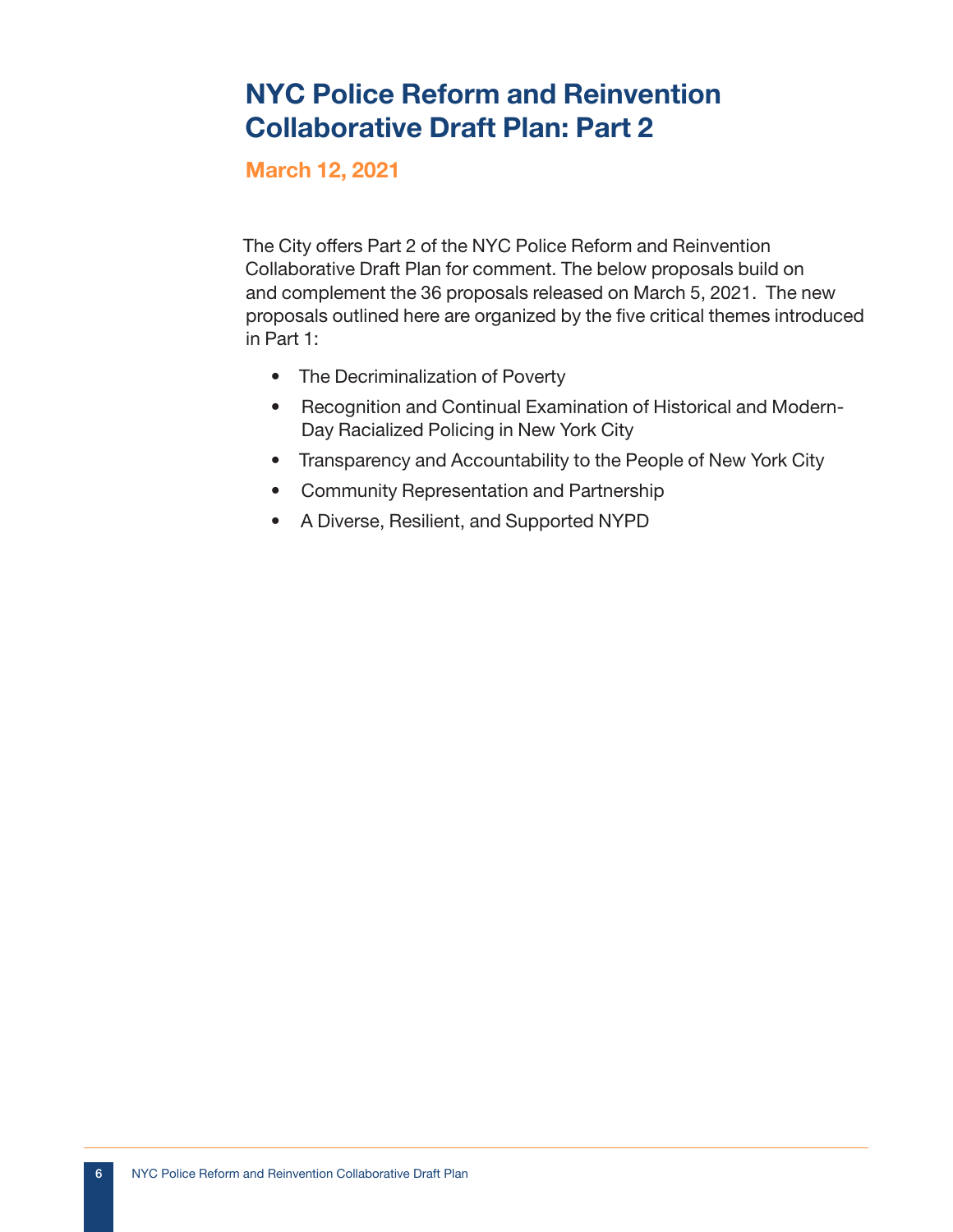# NYC Police Reform and Reinvention Collaborative Draft Plan: Part 2

## March 12, 2021

The City offers Part 2 of the NYC Police Reform and Reinvention Collaborative Draft Plan for comment. The below proposals build on and complement the 36 proposals released on March 5, 2021. The new proposals outlined here are organized by the five critical themes introduced in Part 1:

- The Decriminalization of Poverty
- Recognition and Continual Examination of Historical and Modern-Day Racialized Policing in New York City
- Transparency and Accountability to the People of New York City
- Community Representation and Partnership
- A Diverse, Resilient, and Supported NYPD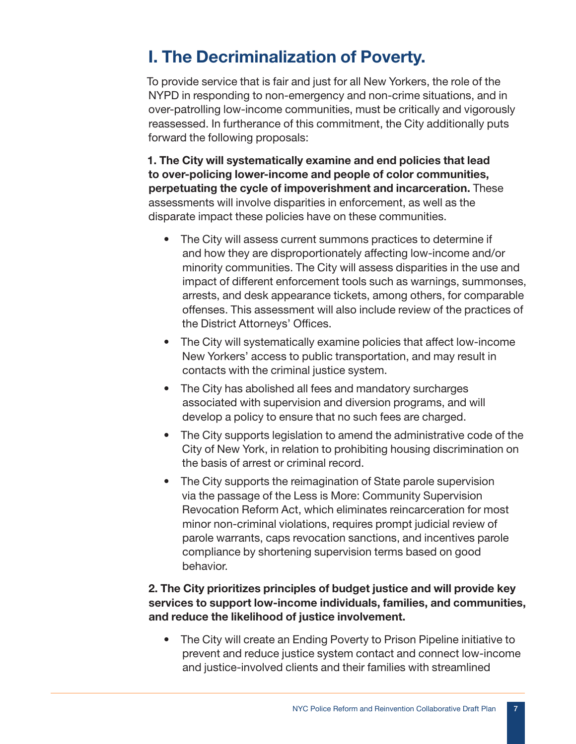# I. The Decriminalization of Poverty.

To provide service that is fair and just for all New Yorkers, the role of the NYPD in responding to non-emergency and non-crime situations, and in over-patrolling low-income communities, must be critically and vigorously reassessed. In furtherance of this commitment, the City additionally puts forward the following proposals:

**1. The City will systematically examine and end policies that lead to over-policing lower-income and people of color communities, perpetuating the cycle of impoverishment and incarceration.** These assessments will involve disparities in enforcement, as well as the disparate impact these policies have on these communities.

- The City will assess current summons practices to determine if and how they are disproportionately affecting low-income and/or minority communities. The City will assess disparities in the use and impact of different enforcement tools such as warnings, summonses, arrests, and desk appearance tickets, among others, for comparable offenses. This assessment will also include review of the practices of the District Attorneys' Offices.
- The City will systematically examine policies that affect low-income New Yorkers' access to public transportation, and may result in contacts with the criminal justice system.
- The City has abolished all fees and mandatory surcharges associated with supervision and diversion programs, and will develop a policy to ensure that no such fees are charged.
- The City supports legislation to amend the administrative code of the City of New York, in relation to prohibiting housing discrimination on the basis of arrest or criminal record.
- The City supports the reimagination of State parole supervision via the passage of the Less is More: Community Supervision Revocation Reform Act, which eliminates reincarceration for most minor non-criminal violations, requires prompt judicial review of parole warrants, caps revocation sanctions, and incentives parole compliance by shortening supervision terms based on good behavior.

**2. The City prioritizes principles of budget justice and will provide key services to support low-income individuals, families, and communities, and reduce the likelihood of justice involvement.**

- The City will create an Ending Poverty to Prison Pipeline initiative to prevent and reduce justice system contact and connect low-income and justice-involved clients and their families with streamlined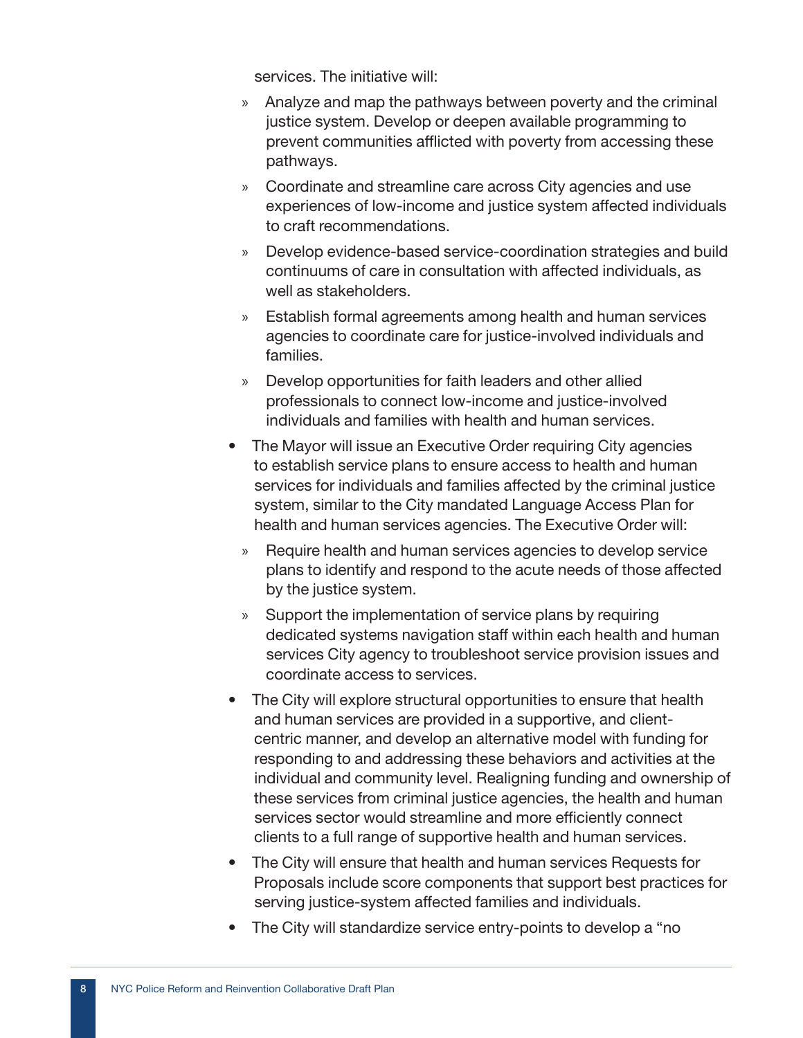services. The initiative will:

  - Analyze and map the pathways between poverty and the criminal justice system. Develop or deepen available programming to prevent communities afflicted with poverty from accessing these pathways.
  - Coordinate and streamline care across City agencies and use experiences of low-income and justice system affected individuals to craft recommendations.
  - Develop evidence-based service-coordination strategies and build continuums of care in consultation with affected individuals, as well as stakeholders.
  - Establish formal agreements among health and human services agencies to coordinate care for justice-involved individuals and families.
  - Develop opportunities for faith leaders and other allied professionals to connect low-income and justice-involved individuals and families with health and human services.

- The Mayor will issue an Executive Order requiring City agencies to establish service plans to ensure access to health and human services for individuals and families affected by the criminal justice system, similar to the City mandated Language Access Plan for health and human services agencies. The Executive Order will:
  - Require health and human services agencies to develop service plans to identify and respond to the acute needs of those affected by the justice system.
  - Support the implementation of service plans by requiring dedicated systems navigation staff within each health and human services City agency to troubleshoot service provision issues and coordinate access to services.
- The City will explore structural opportunities to ensure that health and human services are provided in a supportive, and client-centric manner, and develop an alternative model with funding for responding to and addressing these behaviors and activities at the individual and community level. Realigning funding and ownership of these services from criminal justice agencies, the health and human services sector would streamline and more efficiently connect clients to a full range of supportive health and human services.
- The City will ensure that health and human services Requests for Proposals include score components that support best practices for serving justice-system affected families and individuals.
- The City will standardize service entry-points to develop a "no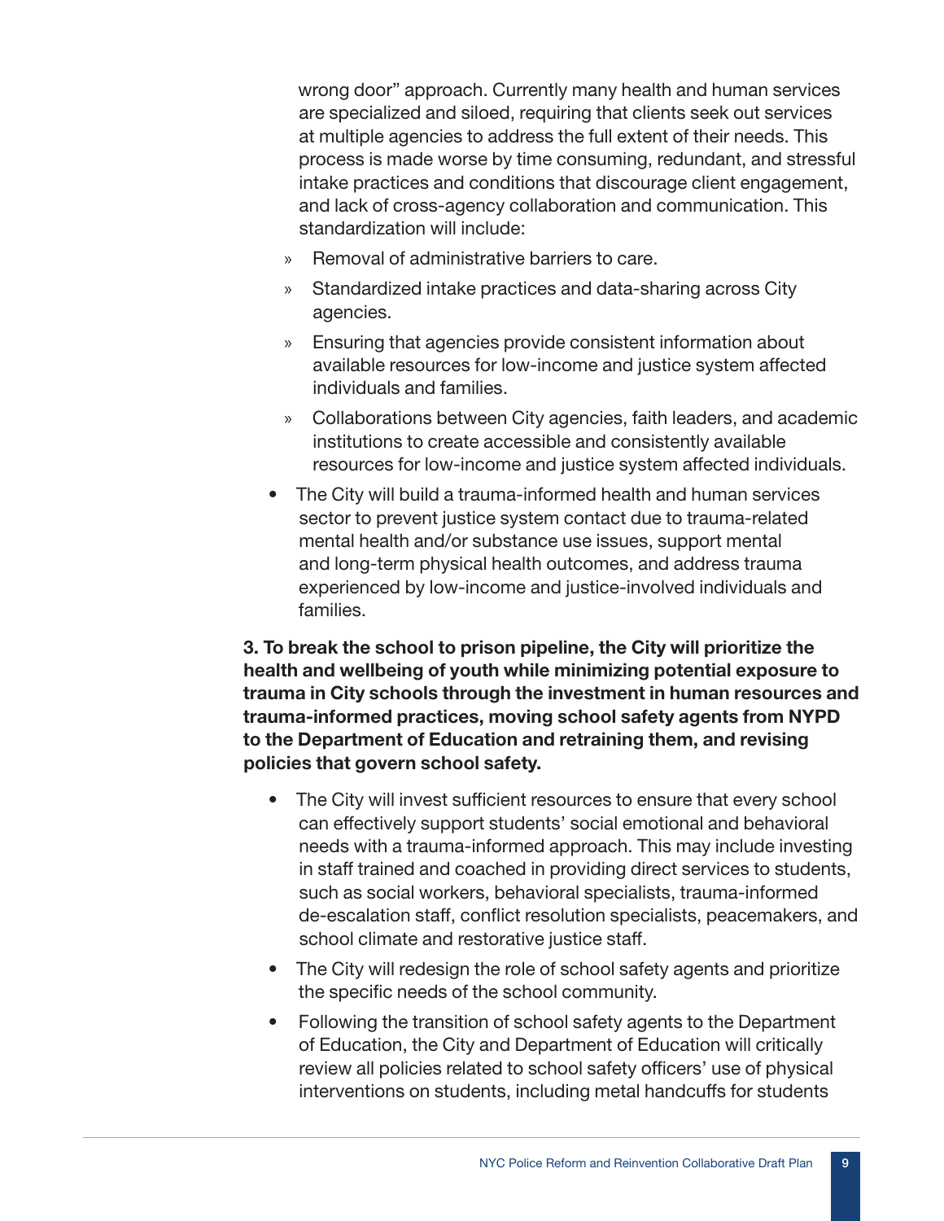wrong door" approach. Currently many health and human services are specialized and siloed, requiring that clients seek out services at multiple agencies to address the full extent of their needs. This process is made worse by time consuming, redundant, and stressful intake practices and conditions that discourage client engagement, and lack of cross-agency collaboration and communication. This standardization will include:

  - Removal of administrative barriers to care.
  - Standardized intake practices and data-sharing across City agencies.
  - Ensuring that agencies provide consistent information about available resources for low-income and justice system affected individuals and families.
  - Collaborations between City agencies, faith leaders, and academic institutions to create accessible and consistently available resources for low-income and justice system affected individuals.

- The City will build a trauma-informed health and human services sector to prevent justice system contact due to trauma-related mental health and/or substance use issues, support mental and long-term physical health outcomes, and address trauma experienced by low-income and justice-involved individuals and families.

**3. To break the school to prison pipeline, the City will prioritize the health and wellbeing of youth while minimizing potential exposure to trauma in City schools through the investment in human resources and trauma-informed practices, moving school safety agents from NYPD to the Department of Education and retraining them, and revising policies that govern school safety.**

- The City will invest sufficient resources to ensure that every school can effectively support students' social emotional and behavioral needs with a trauma-informed approach. This may include investing in staff trained and coached in providing direct services to students, such as social workers, behavioral specialists, trauma-informed de-escalation staff, conflict resolution specialists, peacemakers, and school climate and restorative justice staff.
- The City will redesign the role of school safety agents and prioritize the specific needs of the school community.
- Following the transition of school safety agents to the Department of Education, the City and Department of Education will critically review all policies related to school safety officers' use of physical interventions on students, including metal handcuffs for students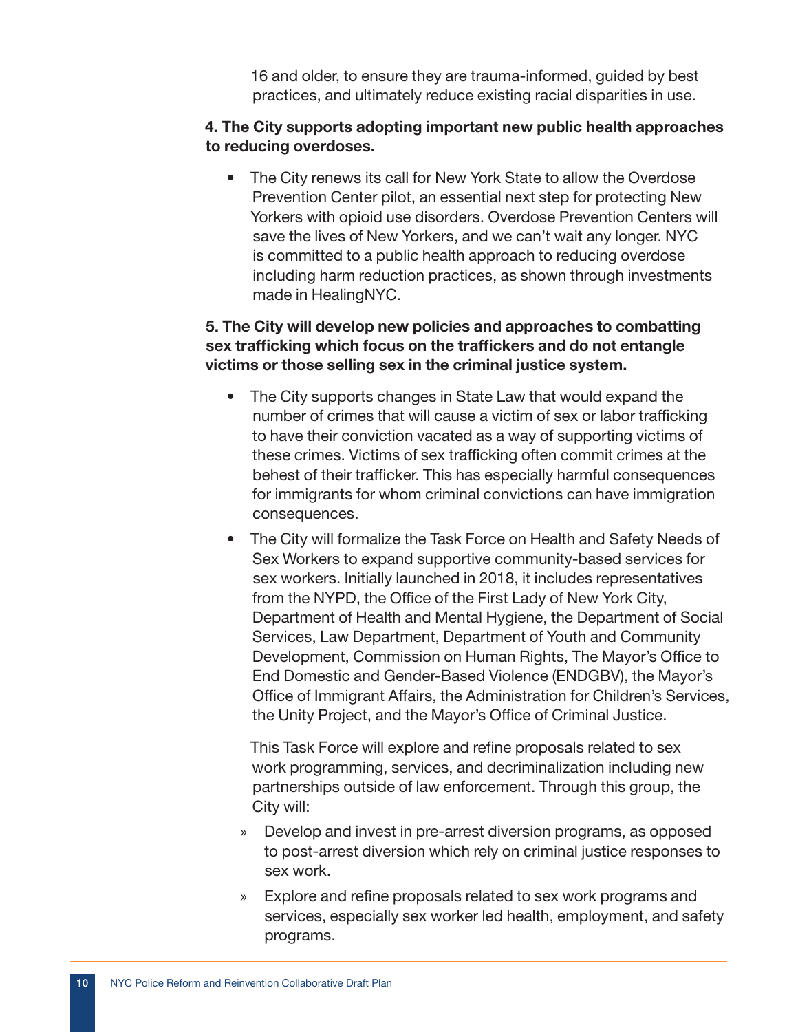16 and older, to ensure they are trauma-informed, guided by best practices, and ultimately reduce existing racial disparities in use.

**4. The City supports adopting important new public health approaches to reducing overdoses.**

- The City renews its call for New York State to allow the Overdose Prevention Center pilot, an essential next step for protecting New Yorkers with opioid use disorders. Overdose Prevention Centers will save the lives of New Yorkers, and we can't wait any longer. NYC is committed to a public health approach to reducing overdose including harm reduction practices, as shown through investments made in HealingNYC.

**5. The City will develop new policies and approaches to combatting sex trafficking which focus on the traffickers and do not entangle victims or those selling sex in the criminal justice system.**

- The City supports changes in State Law that would expand the number of crimes that will cause a victim of sex or labor trafficking to have their conviction vacated as a way of supporting victims of these crimes. Victims of sex trafficking often commit crimes at the behest of their trafficker. This has especially harmful consequences for immigrants for whom criminal convictions can have immigration consequences.
- The City will formalize the Task Force on Health and Safety Needs of Sex Workers to expand supportive community-based services for sex workers. Initially launched in 2018, it includes representatives from the NYPD, the Office of the First Lady of New York City, Department of Health and Mental Hygiene, the Department of Social Services, Law Department, Department of Youth and Community Development, Commission on Human Rights, The Mayor's Office to End Domestic and Gender-Based Violence (ENDGBV), the Mayor's Office of Immigrant Affairs, the Administration for Children's Services, the Unity Project, and the Mayor's Office of Criminal Justice.

  This Task Force will explore and refine proposals related to sex work programming, services, and decriminalization including new partnerships outside of law enforcement. Through this group, the City will:

  - Develop and invest in pre-arrest diversion programs, as opposed to post-arrest diversion which rely on criminal justice responses to sex work.
  - Explore and refine proposals related to sex work programs and services, especially sex worker led health, employment, and safety programs.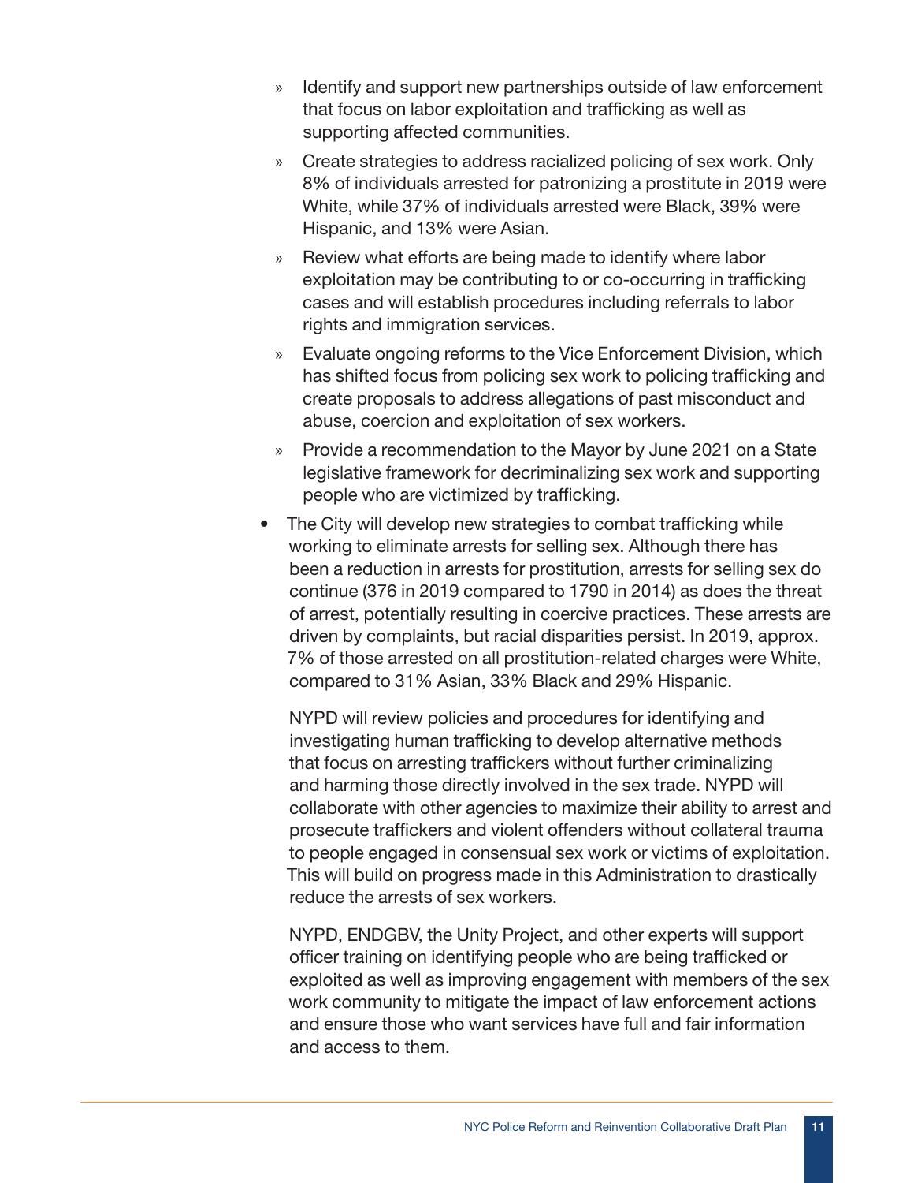- Identify and support new partnerships outside of law enforcement that focus on labor exploitation and trafficking as well as supporting affected communities.
  - Create strategies to address racialized policing of sex work. Only 8% of individuals arrested for patronizing a prostitute in 2019 were White, while 37% of individuals arrested were Black, 39% were Hispanic, and 13% were Asian.
  - Review what efforts are being made to identify where labor exploitation may be contributing to or co-occurring in trafficking cases and will establish procedures including referrals to labor rights and immigration services.
  - Evaluate ongoing reforms to the Vice Enforcement Division, which has shifted focus from policing sex work to policing trafficking and create proposals to address allegations of past misconduct and abuse, coercion and exploitation of sex workers.
  - Provide a recommendation to the Mayor by June 2021 on a State legislative framework for decriminalizing sex work and supporting people who are victimized by trafficking.

- The City will develop new strategies to combat trafficking while working to eliminate arrests for selling sex. Although there has been a reduction in arrests for prostitution, arrests for selling sex do continue (376 in 2019 compared to 1790 in 2014) as does the threat of arrest, potentially resulting in coercive practices. These arrests are driven by complaints, but racial disparities persist. In 2019, approx. 7% of those arrested on all prostitution-related charges were White, compared to 31% Asian, 33% Black and 29% Hispanic.

  NYPD will review policies and procedures for identifying and investigating human trafficking to develop alternative methods that focus on arresting traffickers without further criminalizing and harming those directly involved in the sex trade. NYPD will collaborate with other agencies to maximize their ability to arrest and prosecute traffickers and violent offenders without collateral trauma to people engaged in consensual sex work or victims of exploitation. This will build on progress made in this Administration to drastically reduce the arrests of sex workers.

  NYPD, ENDGBV, the Unity Project, and other experts will support officer training on identifying people who are being trafficked or exploited as well as improving engagement with members of the sex work community to mitigate the impact of law enforcement actions and ensure those who want services have full and fair information and access to them.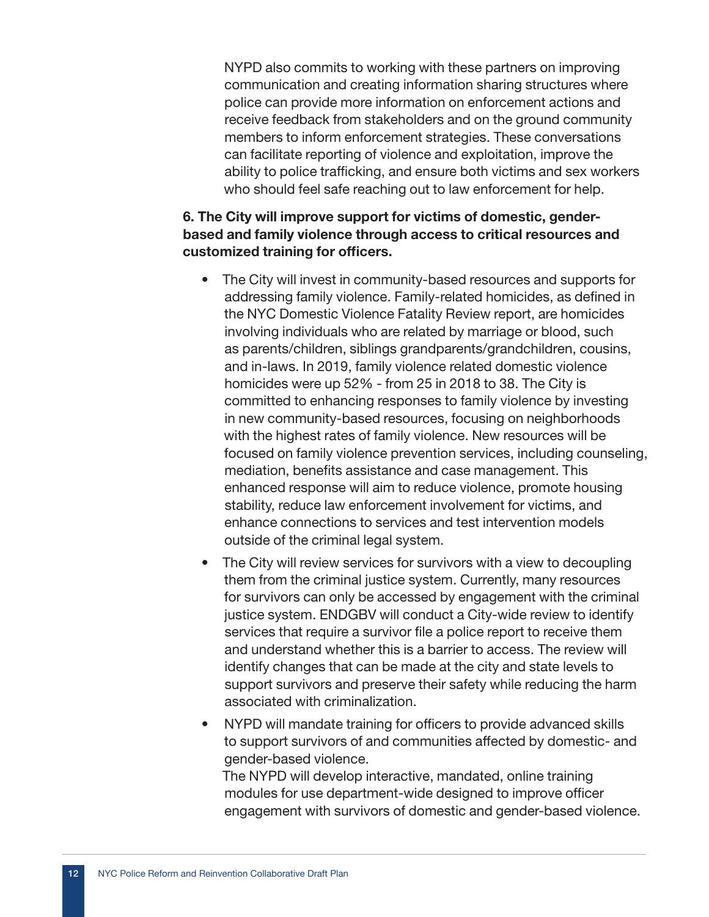NYPD also commits to working with these partners on improving communication and creating information sharing structures where police can provide more information on enforcement actions and receive feedback from stakeholders and on the ground community members to inform enforcement strategies. These conversations can facilitate reporting of violence and exploitation, improve the ability to police trafficking, and ensure both victims and sex workers who should feel safe reaching out to law enforcement for help.

**6. The City will improve support for victims of domestic, gender-based and family violence through access to critical resources and customized training for officers.**

- The City will invest in community-based resources and supports for addressing family violence. Family-related homicides, as defined in the NYC Domestic Violence Fatality Review report, are homicides involving individuals who are related by marriage or blood, such as parents/children, siblings grandparents/grandchildren, cousins, and in-laws. In 2019, family violence related domestic violence homicides were up 52% - from 25 in 2018 to 38. The City is committed to enhancing responses to family violence by investing in new community-based resources, focusing on neighborhoods with the highest rates of family violence. New resources will be focused on family violence prevention services, including counseling, mediation, benefits assistance and case management. This enhanced response will aim to reduce violence, promote housing stability, reduce law enforcement involvement for victims, and enhance connections to services and test intervention models outside of the criminal legal system.
- The City will review services for survivors with a view to decoupling them from the criminal justice system. Currently, many resources for survivors can only be accessed by engagement with the criminal justice system. ENDGBV will conduct a City-wide review to identify services that require a survivor file a police report to receive them and understand whether this is a barrier to access. The review will identify changes that can be made at the city and state levels to support survivors and preserve their safety while reducing the harm associated with criminalization.
- NYPD will mandate training for officers to provide advanced skills to support survivors of and communities affected by domestic- and gender-based violence.
  The NYPD will develop interactive, mandated, online training modules for use department-wide designed to improve officer engagement with survivors of domestic and gender-based violence.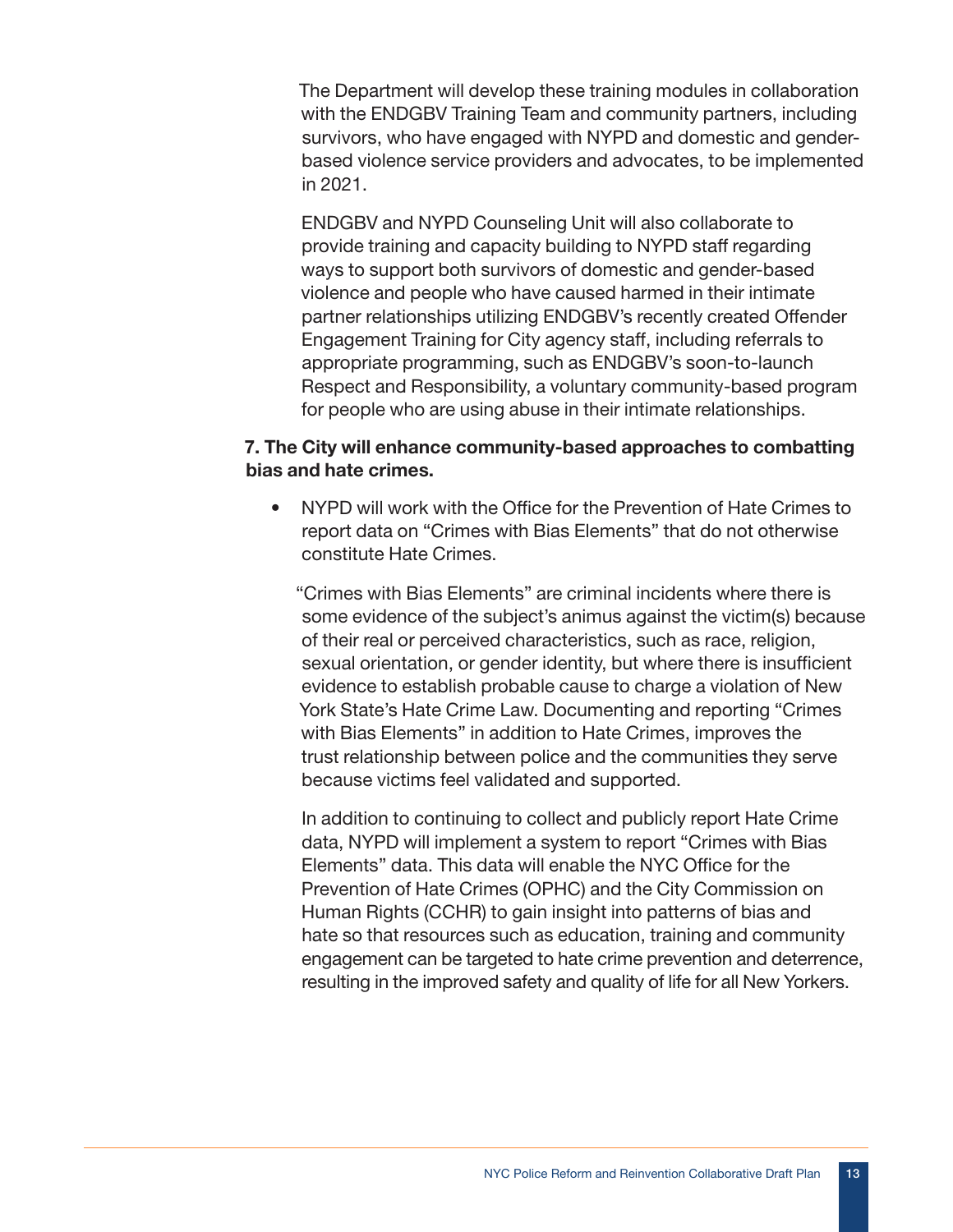The Department will develop these training modules in collaboration with the ENDGBV Training Team and community partners, including survivors, who have engaged with NYPD and domestic and gender-based violence service providers and advocates, to be implemented in 2021.

ENDGBV and NYPD Counseling Unit will also collaborate to provide training and capacity building to NYPD staff regarding ways to support both survivors of domestic and gender-based violence and people who have caused harmed in their intimate partner relationships utilizing ENDGBV's recently created Offender Engagement Training for City agency staff, including referrals to appropriate programming, such as ENDGBV's soon-to-launch Respect and Responsibility, a voluntary community-based program for people who are using abuse in their intimate relationships.

**7. The City will enhance community-based approaches to combatting bias and hate crimes.**

- NYPD will work with the Office for the Prevention of Hate Crimes to report data on "Crimes with Bias Elements" that do not otherwise constitute Hate Crimes.

  "Crimes with Bias Elements" are criminal incidents where there is some evidence of the subject's animus against the victim(s) because of their real or perceived characteristics, such as race, religion, sexual orientation, or gender identity, but where there is insufficient evidence to establish probable cause to charge a violation of New York State's Hate Crime Law. Documenting and reporting "Crimes with Bias Elements" in addition to Hate Crimes, improves the trust relationship between police and the communities they serve because victims feel validated and supported.

  In addition to continuing to collect and publicly report Hate Crime data, NYPD will implement a system to report "Crimes with Bias Elements" data. This data will enable the NYC Office for the Prevention of Hate Crimes (OPHC) and the City Commission on Human Rights (CCHR) to gain insight into patterns of bias and hate so that resources such as education, training and community engagement can be targeted to hate crime prevention and deterrence, resulting in the improved safety and quality of life for all New Yorkers.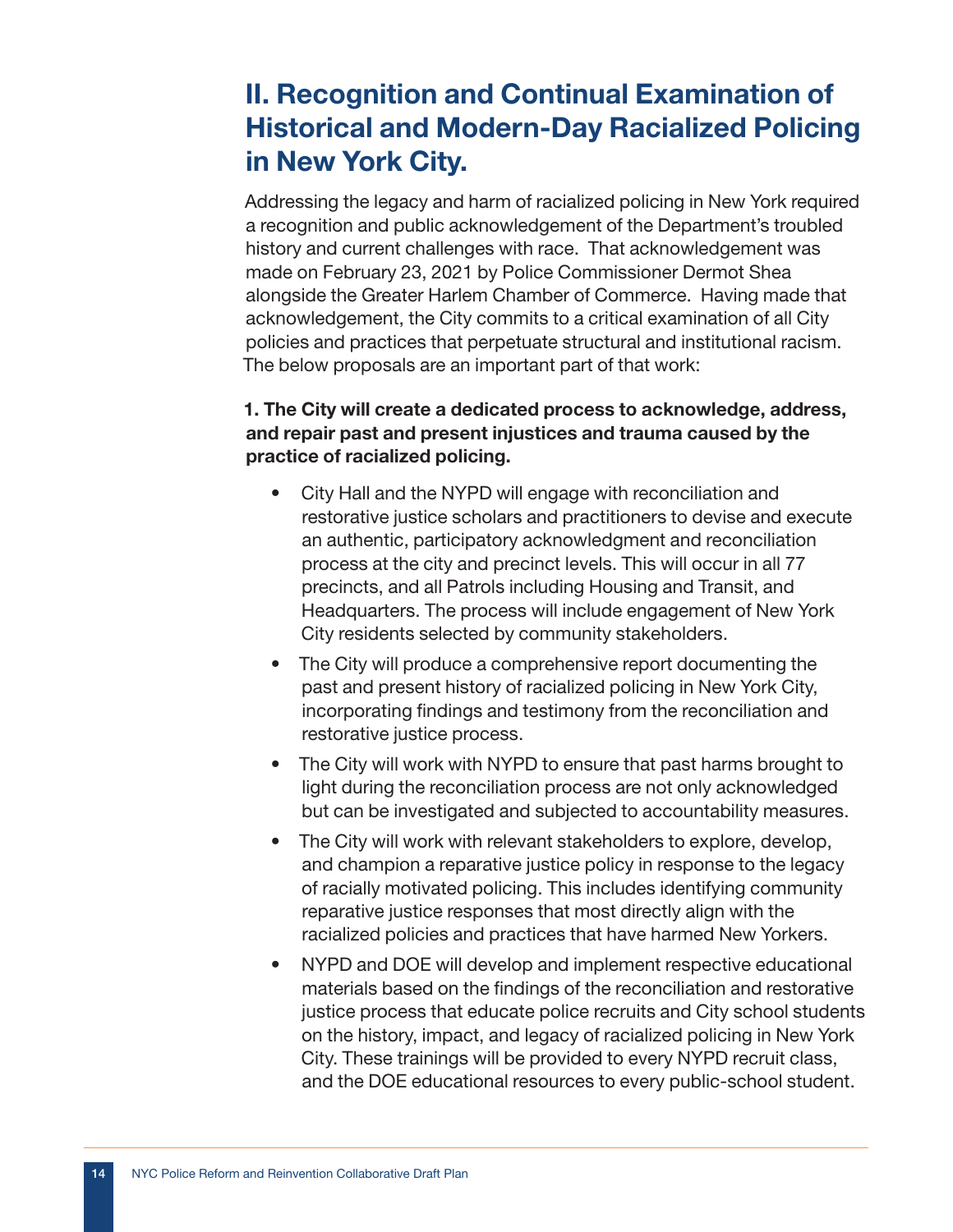## II. Recognition and Continual Examination of Historical and Modern-Day Racialized Policing in New York City.

Addressing the legacy and harm of racialized policing in New York required a recognition and public acknowledgement of the Department's troubled history and current challenges with race. That acknowledgement was made on February 23, 2021 by Police Commissioner Dermot Shea alongside the Greater Harlem Chamber of Commerce. Having made that acknowledgement, the City commits to a critical examination of all City policies and practices that perpetuate structural and institutional racism. The below proposals are an important part of that work:

**1. The City will create a dedicated process to acknowledge, address, and repair past and present injustices and trauma caused by the practice of racialized policing.**

- City Hall and the NYPD will engage with reconciliation and restorative justice scholars and practitioners to devise and execute an authentic, participatory acknowledgment and reconciliation process at the city and precinct levels. This will occur in all 77 precincts, and all Patrols including Housing and Transit, and Headquarters. The process will include engagement of New York City residents selected by community stakeholders.
- The City will produce a comprehensive report documenting the past and present history of racialized policing in New York City, incorporating findings and testimony from the reconciliation and restorative justice process.
- The City will work with NYPD to ensure that past harms brought to light during the reconciliation process are not only acknowledged but can be investigated and subjected to accountability measures.
- The City will work with relevant stakeholders to explore, develop, and champion a reparative justice policy in response to the legacy of racially motivated policing. This includes identifying community reparative justice responses that most directly align with the racialized policies and practices that have harmed New Yorkers.
- NYPD and DOE will develop and implement respective educational materials based on the findings of the reconciliation and restorative justice process that educate police recruits and City school students on the history, impact, and legacy of racialized policing in New York City. These trainings will be provided to every NYPD recruit class, and the DOE educational resources to every public-school student.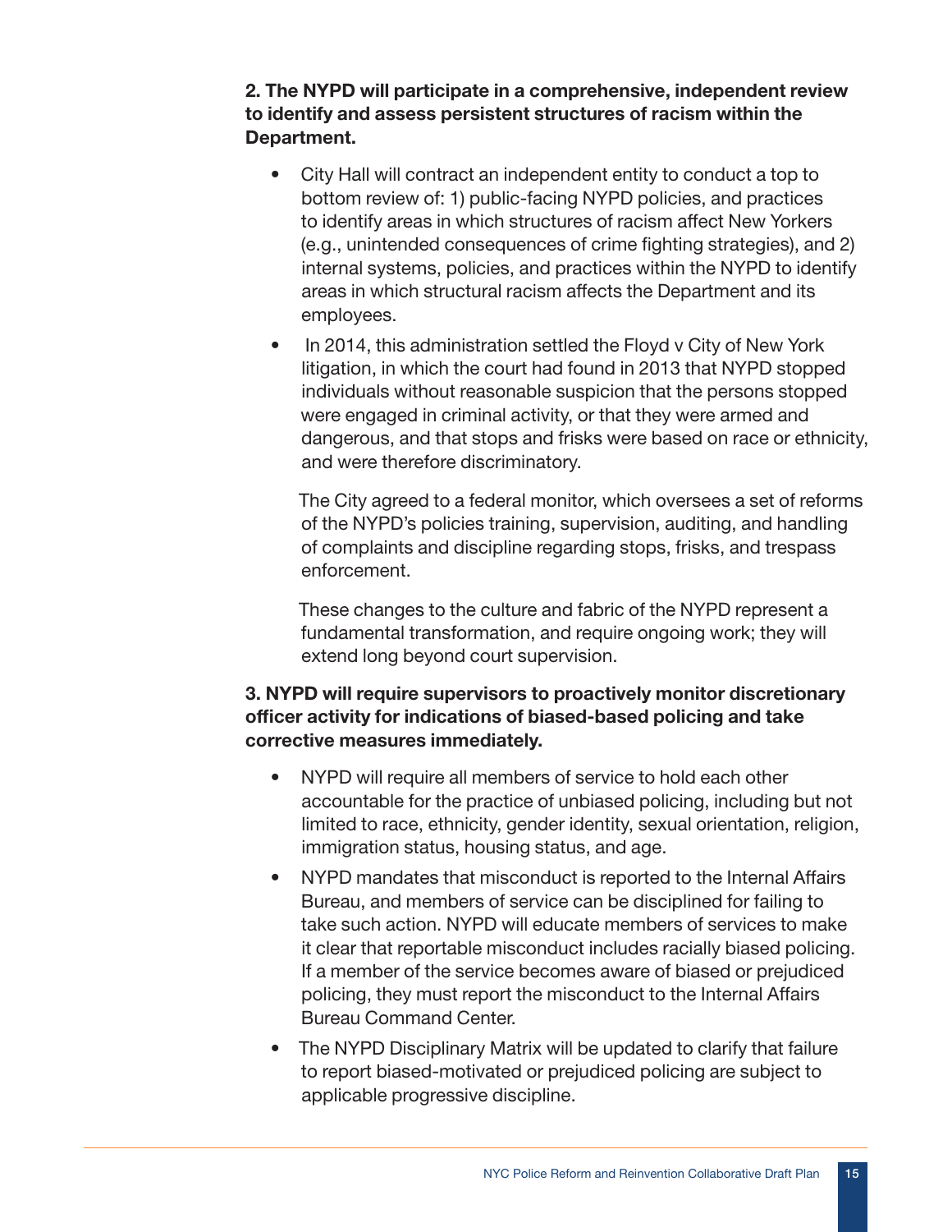**2. The NYPD will participate in a comprehensive, independent review to identify and assess persistent structures of racism within the Department.**

- City Hall will contract an independent entity to conduct a top to bottom review of: 1) public-facing NYPD policies, and practices to identify areas in which structures of racism affect New Yorkers (e.g., unintended consequences of crime fighting strategies), and 2) internal systems, policies, and practices within the NYPD to identify areas in which structural racism affects the Department and its employees.
- In 2014, this administration settled the Floyd v City of New York litigation, in which the court had found in 2013 that NYPD stopped individuals without reasonable suspicion that the persons stopped were engaged in criminal activity, or that they were armed and dangerous, and that stops and frisks were based on race or ethnicity, and were therefore discriminatory.

  The City agreed to a federal monitor, which oversees a set of reforms of the NYPD's policies training, supervision, auditing, and handling of complaints and discipline regarding stops, frisks, and trespass enforcement.

  These changes to the culture and fabric of the NYPD represent a fundamental transformation, and require ongoing work; they will extend long beyond court supervision.

**3. NYPD will require supervisors to proactively monitor discretionary officer activity for indications of biased-based policing and take corrective measures immediately.**

- NYPD will require all members of service to hold each other accountable for the practice of unbiased policing, including but not limited to race, ethnicity, gender identity, sexual orientation, religion, immigration status, housing status, and age.
- NYPD mandates that misconduct is reported to the Internal Affairs Bureau, and members of service can be disciplined for failing to take such action. NYPD will educate members of services to make it clear that reportable misconduct includes racially biased policing. If a member of the service becomes aware of biased or prejudiced policing, they must report the misconduct to the Internal Affairs Bureau Command Center.
- The NYPD Disciplinary Matrix will be updated to clarify that failure to report biased-motivated or prejudiced policing are subject to applicable progressive discipline.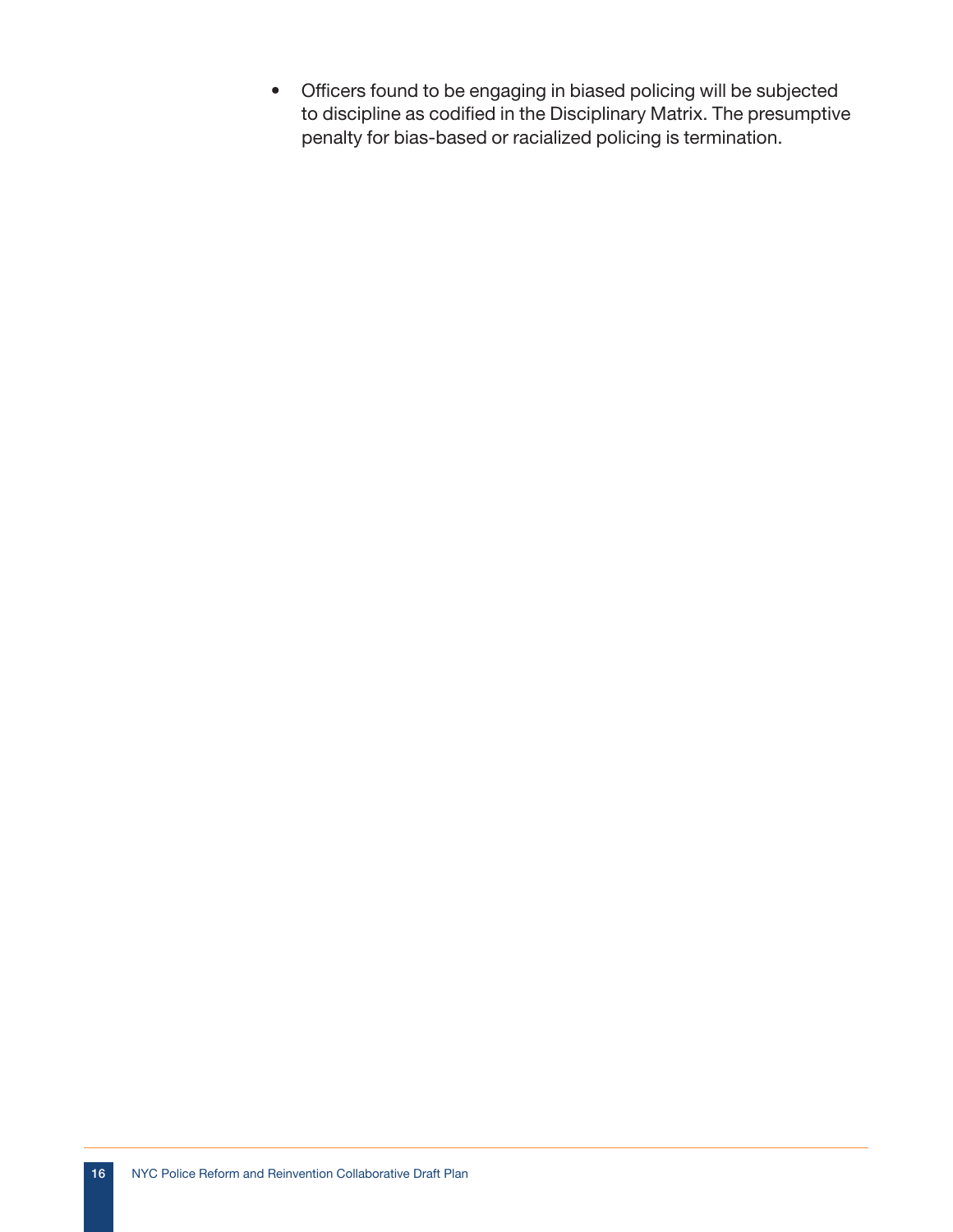- Officers found to be engaging in biased policing will be subjected to discipline as codified in the Disciplinary Matrix. The presumptive penalty for bias-based or racialized policing is termination.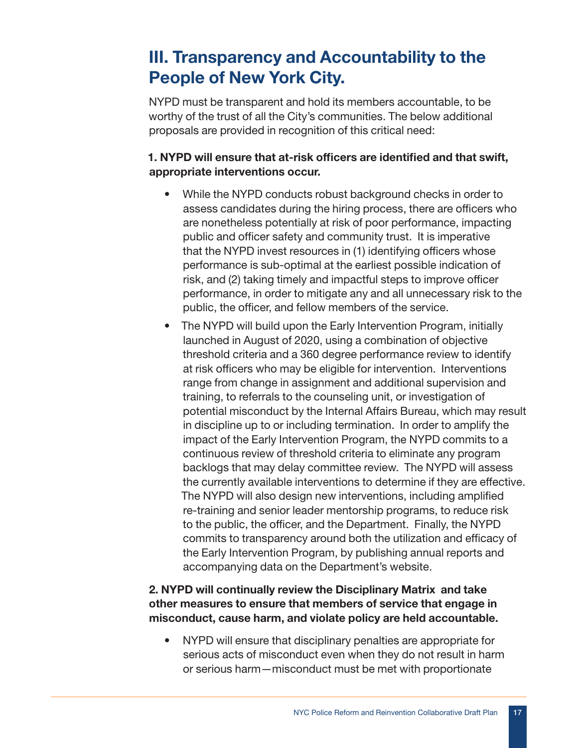## III. Transparency and Accountability to the People of New York City.

NYPD must be transparent and hold its members accountable, to be worthy of the trust of all the City's communities. The below additional proposals are provided in recognition of this critical need:

**1. NYPD will ensure that at-risk officers are identified and that swift, appropriate interventions occur.**

- While the NYPD conducts robust background checks in order to assess candidates during the hiring process, there are officers who are nonetheless potentially at risk of poor performance, impacting public and officer safety and community trust. It is imperative that the NYPD invest resources in (1) identifying officers whose performance is sub-optimal at the earliest possible indication of risk, and (2) taking timely and impactful steps to improve officer performance, in order to mitigate any and all unnecessary risk to the public, the officer, and fellow members of the service.
- The NYPD will build upon the Early Intervention Program, initially launched in August of 2020, using a combination of objective threshold criteria and a 360 degree performance review to identify at risk officers who may be eligible for intervention. Interventions range from change in assignment and additional supervision and training, to referrals to the counseling unit, or investigation of potential misconduct by the Internal Affairs Bureau, which may result in discipline up to or including termination. In order to amplify the impact of the Early Intervention Program, the NYPD commits to a continuous review of threshold criteria to eliminate any program backlogs that may delay committee review. The NYPD will assess the currently available interventions to determine if they are effective. The NYPD will also design new interventions, including amplified re-training and senior leader mentorship programs, to reduce risk to the public, the officer, and the Department. Finally, the NYPD commits to transparency around both the utilization and efficacy of the Early Intervention Program, by publishing annual reports and accompanying data on the Department's website.

**2. NYPD will continually review the Disciplinary Matrix and take other measures to ensure that members of service that engage in misconduct, cause harm, and violate policy are held accountable.**

- NYPD will ensure that disciplinary penalties are appropriate for serious acts of misconduct even when they do not result in harm or serious harm—misconduct must be met with proportionate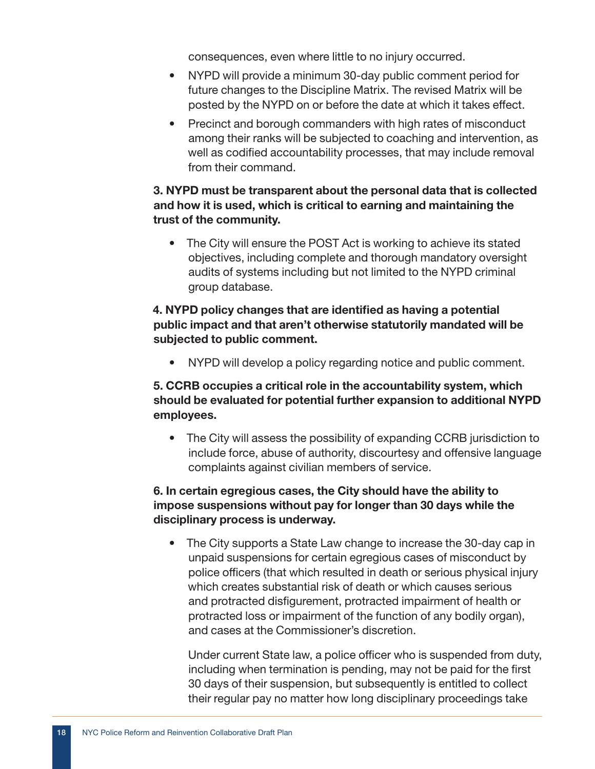consequences, even where little to no injury occurred.

- NYPD will provide a minimum 30-day public comment period for future changes to the Discipline Matrix. The revised Matrix will be posted by the NYPD on or before the date at which it takes effect.
- Precinct and borough commanders with high rates of misconduct among their ranks will be subjected to coaching and intervention, as well as codified accountability processes, that may include removal from their command.

**3. NYPD must be transparent about the personal data that is collected and how it is used, which is critical to earning and maintaining the trust of the community.**

- The City will ensure the POST Act is working to achieve its stated objectives, including complete and thorough mandatory oversight audits of systems including but not limited to the NYPD criminal group database.

**4. NYPD policy changes that are identified as having a potential public impact and that aren't otherwise statutorily mandated will be subjected to public comment.**

- NYPD will develop a policy regarding notice and public comment.

**5. CCRB occupies a critical role in the accountability system, which should be evaluated for potential further expansion to additional NYPD employees.**

- The City will assess the possibility of expanding CCRB jurisdiction to include force, abuse of authority, discourtesy and offensive language complaints against civilian members of service.

**6. In certain egregious cases, the City should have the ability to impose suspensions without pay for longer than 30 days while the disciplinary process is underway.**

- The City supports a State Law change to increase the 30-day cap in unpaid suspensions for certain egregious cases of misconduct by police officers (that which resulted in death or serious physical injury which creates substantial risk of death or which causes serious and protracted disfigurement, protracted impairment of health or protracted loss or impairment of the function of any bodily organ), and cases at the Commissioner's discretion.

  Under current State law, a police officer who is suspended from duty, including when termination is pending, may not be paid for the first 30 days of their suspension, but subsequently is entitled to collect their regular pay no matter how long disciplinary proceedings take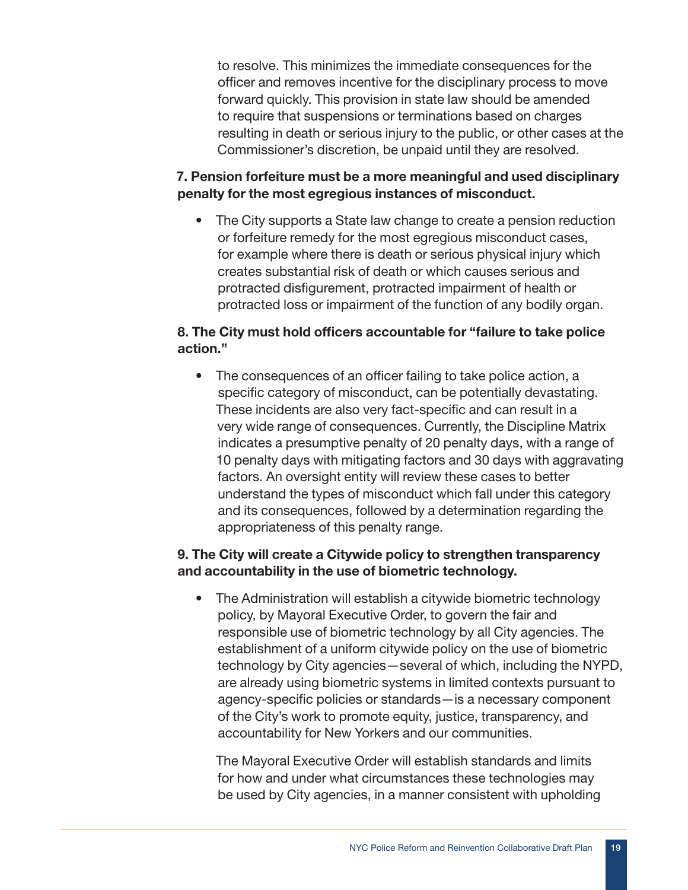to resolve. This minimizes the immediate consequences for the officer and removes incentive for the disciplinary process to move forward quickly. This provision in state law should be amended to require that suspensions or terminations based on charges resulting in death or serious injury to the public, or other cases at the Commissioner's discretion, be unpaid until they are resolved.

**7. Pension forfeiture must be a more meaningful and used disciplinary penalty for the most egregious instances of misconduct.**

- The City supports a State law change to create a pension reduction or forfeiture remedy for the most egregious misconduct cases, for example where there is death or serious physical injury which creates substantial risk of death or which causes serious and protracted disfigurement, protracted impairment of health or protracted loss or impairment of the function of any bodily organ.

**8. The City must hold officers accountable for "failure to take police action."**

- The consequences of an officer failing to take police action, a specific category of misconduct, can be potentially devastating. These incidents are also very fact-specific and can result in a very wide range of consequences. Currently, the Discipline Matrix indicates a presumptive penalty of 20 penalty days, with a range of 10 penalty days with mitigating factors and 30 days with aggravating factors. An oversight entity will review these cases to better understand the types of misconduct which fall under this category and its consequences, followed by a determination regarding the appropriateness of this penalty range.

**9. The City will create a Citywide policy to strengthen transparency and accountability in the use of biometric technology.**

- The Administration will establish a citywide biometric technology policy, by Mayoral Executive Order, to govern the fair and responsible use of biometric technology by all City agencies. The establishment of a uniform citywide policy on the use of biometric technology by City agencies—several of which, including the NYPD, are already using biometric systems in limited contexts pursuant to agency-specific policies or standards—is a necessary component of the City's work to promote equity, justice, transparency, and accountability for New Yorkers and our communities.

  The Mayoral Executive Order will establish standards and limits for how and under what circumstances these technologies may be used by City agencies, in a manner consistent with upholding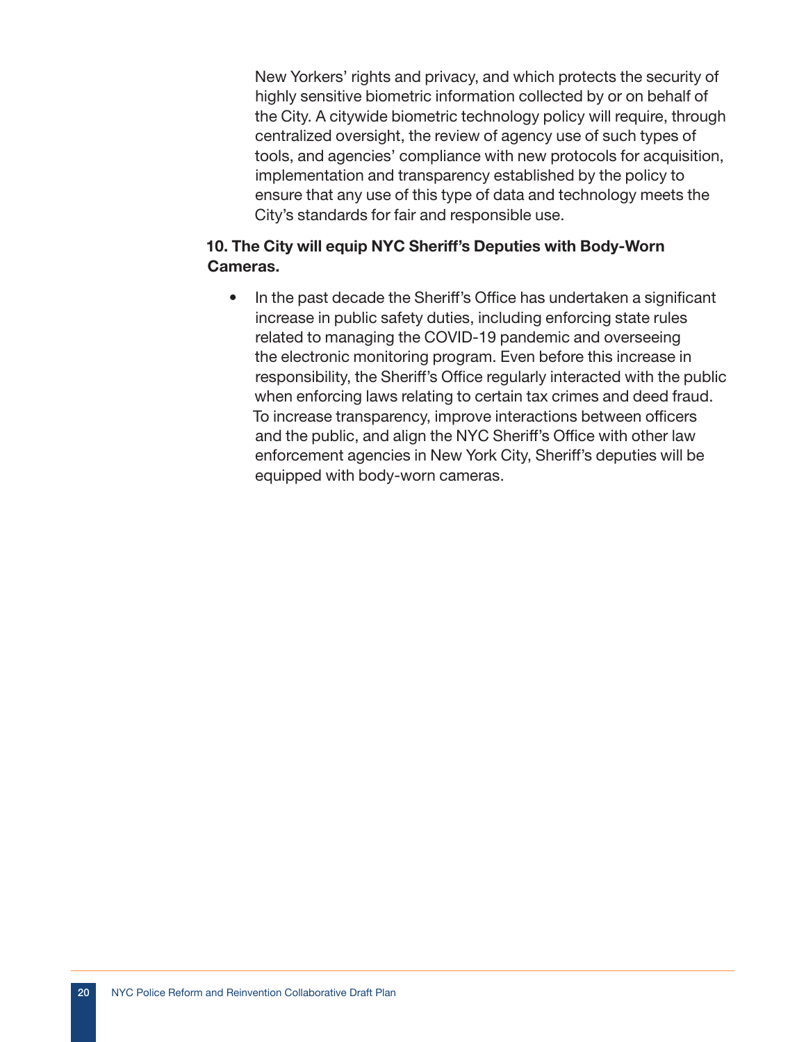New Yorkers' rights and privacy, and which protects the security of highly sensitive biometric information collected by or on behalf of the City. A citywide biometric technology policy will require, through centralized oversight, the review of agency use of such types of tools, and agencies' compliance with new protocols for acquisition, implementation and transparency established by the policy to ensure that any use of this type of data and technology meets the City's standards for fair and responsible use.

**10. The City will equip NYC Sheriff's Deputies with Body-Worn Cameras.**

- In the past decade the Sheriff's Office has undertaken a significant increase in public safety duties, including enforcing state rules related to managing the COVID-19 pandemic and overseeing the electronic monitoring program. Even before this increase in responsibility, the Sheriff's Office regularly interacted with the public when enforcing laws relating to certain tax crimes and deed fraud. To increase transparency, improve interactions between officers and the public, and align the NYC Sheriff's Office with other law enforcement agencies in New York City, Sheriff's deputies will be equipped with body-worn cameras.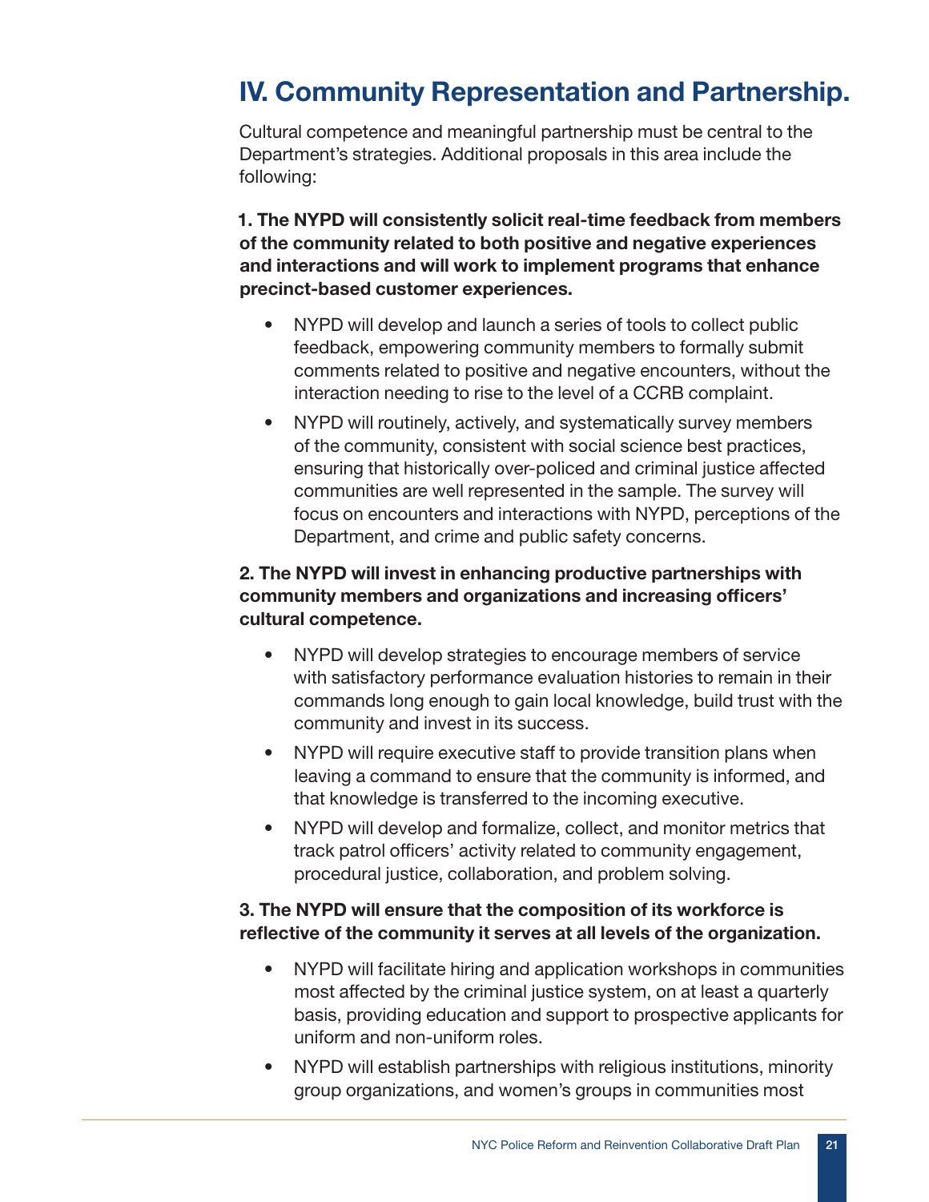## IV. Community Representation and Partnership.

Cultural competence and meaningful partnership must be central to the Department's strategies. Additional proposals in this area include the following:

**1. The NYPD will consistently solicit real-time feedback from members of the community related to both positive and negative experiences and interactions and will work to implement programs that enhance precinct-based customer experiences.**

- NYPD will develop and launch a series of tools to collect public feedback, empowering community members to formally submit comments related to positive and negative encounters, without the interaction needing to rise to the level of a CCRB complaint.
- NYPD will routinely, actively, and systematically survey members of the community, consistent with social science best practices, ensuring that historically over-policed and criminal justice affected communities are well represented in the sample. The survey will focus on encounters and interactions with NYPD, perceptions of the Department, and crime and public safety concerns.

**2. The NYPD will invest in enhancing productive partnerships with community members and organizations and increasing officers' cultural competence.**

- NYPD will develop strategies to encourage members of service with satisfactory performance evaluation histories to remain in their commands long enough to gain local knowledge, build trust with the community and invest in its success.
- NYPD will require executive staff to provide transition plans when leaving a command to ensure that the community is informed, and that knowledge is transferred to the incoming executive.
- NYPD will develop and formalize, collect, and monitor metrics that track patrol officers' activity related to community engagement, procedural justice, collaboration, and problem solving.

**3. The NYPD will ensure that the composition of its workforce is reflective of the community it serves at all levels of the organization.**

- NYPD will facilitate hiring and application workshops in communities most affected by the criminal justice system, on at least a quarterly basis, providing education and support to prospective applicants for uniform and non-uniform roles.
- NYPD will establish partnerships with religious institutions, minority group organizations, and women's groups in communities most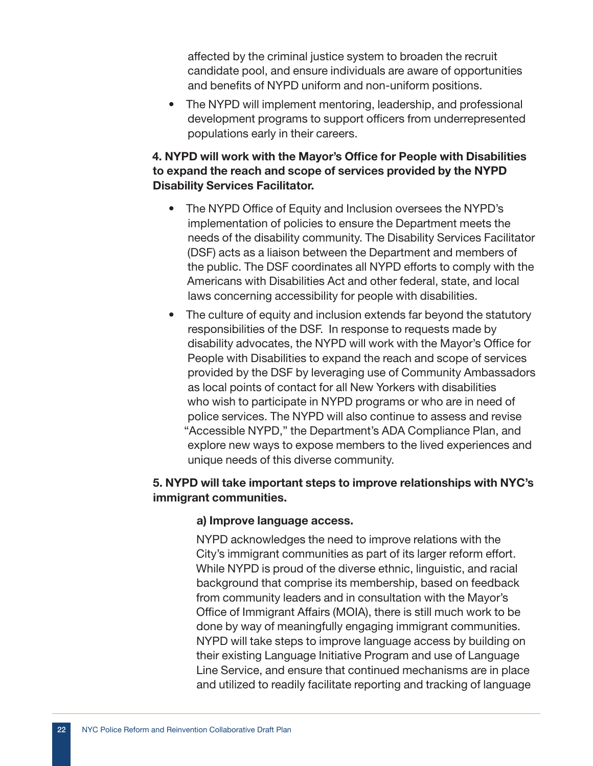affected by the criminal justice system to broaden the recruit candidate pool, and ensure individuals are aware of opportunities and benefits of NYPD uniform and non-uniform positions.

- The NYPD will implement mentoring, leadership, and professional development programs to support officers from underrepresented populations early in their careers.

**4. NYPD will work with the Mayor's Office for People with Disabilities to expand the reach and scope of services provided by the NYPD Disability Services Facilitator.**

- The NYPD Office of Equity and Inclusion oversees the NYPD's implementation of policies to ensure the Department meets the needs of the disability community. The Disability Services Facilitator (DSF) acts as a liaison between the Department and members of the public. The DSF coordinates all NYPD efforts to comply with the Americans with Disabilities Act and other federal, state, and local laws concerning accessibility for people with disabilities.
- The culture of equity and inclusion extends far beyond the statutory responsibilities of the DSF. In response to requests made by disability advocates, the NYPD will work with the Mayor's Office for People with Disabilities to expand the reach and scope of services provided by the DSF by leveraging use of Community Ambassadors as local points of contact for all New Yorkers with disabilities who wish to participate in NYPD programs or who are in need of police services. The NYPD will also continue to assess and revise "Accessible NYPD," the Department's ADA Compliance Plan, and explore new ways to expose members to the lived experiences and unique needs of this diverse community.

**5. NYPD will take important steps to improve relationships with NYC's immigrant communities.**

**a) Improve language access.**

NYPD acknowledges the need to improve relations with the City's immigrant communities as part of its larger reform effort. While NYPD is proud of the diverse ethnic, linguistic, and racial background that comprise its membership, based on feedback from community leaders and in consultation with the Mayor's Office of Immigrant Affairs (MOIA), there is still much work to be done by way of meaningfully engaging immigrant communities. NYPD will take steps to improve language access by building on their existing Language Initiative Program and use of Language Line Service, and ensure that continued mechanisms are in place and utilized to readily facilitate reporting and tracking of language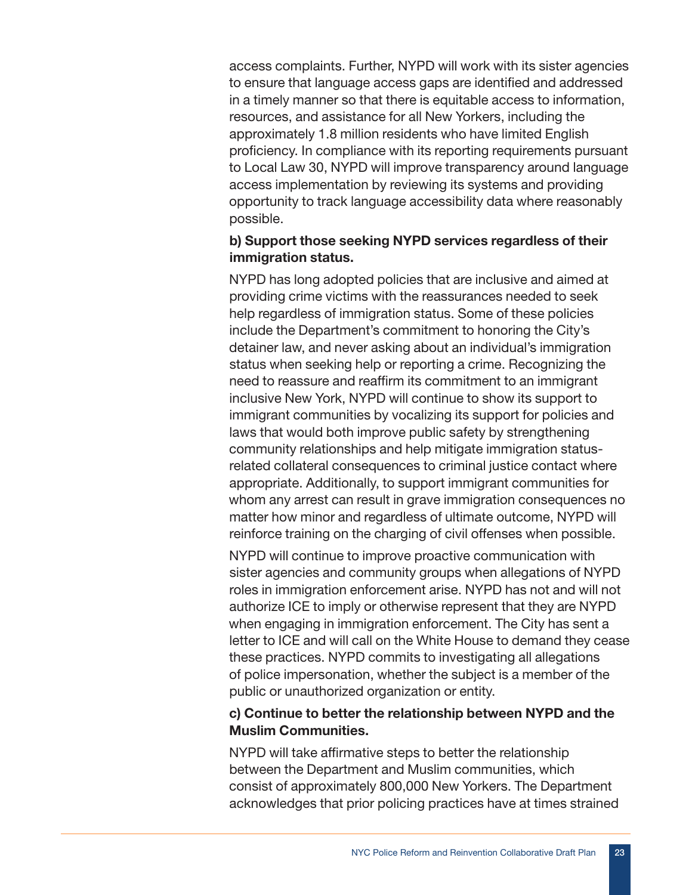access complaints. Further, NYPD will work with its sister agencies to ensure that language access gaps are identified and addressed in a timely manner so that there is equitable access to information, resources, and assistance for all New Yorkers, including the approximately 1.8 million residents who have limited English proficiency. In compliance with its reporting requirements pursuant to Local Law 30, NYPD will improve transparency around language access implementation by reviewing its systems and providing opportunity to track language accessibility data where reasonably possible.

**b) Support those seeking NYPD services regardless of their immigration status.**

NYPD has long adopted policies that are inclusive and aimed at providing crime victims with the reassurances needed to seek help regardless of immigration status. Some of these policies include the Department's commitment to honoring the City's detainer law, and never asking about an individual's immigration status when seeking help or reporting a crime. Recognizing the need to reassure and reaffirm its commitment to an immigrant inclusive New York, NYPD will continue to show its support to immigrant communities by vocalizing its support for policies and laws that would both improve public safety by strengthening community relationships and help mitigate immigration status-related collateral consequences to criminal justice contact where appropriate. Additionally, to support immigrant communities for whom any arrest can result in grave immigration consequences no matter how minor and regardless of ultimate outcome, NYPD will reinforce training on the charging of civil offenses when possible.

NYPD will continue to improve proactive communication with sister agencies and community groups when allegations of NYPD roles in immigration enforcement arise. NYPD has not and will not authorize ICE to imply or otherwise represent that they are NYPD when engaging in immigration enforcement. The City has sent a letter to ICE and will call on the White House to demand they cease these practices. NYPD commits to investigating all allegations of police impersonation, whether the subject is a member of the public or unauthorized organization or entity.

**c) Continue to better the relationship between NYPD and the Muslim Communities.**

NYPD will take affirmative steps to better the relationship between the Department and Muslim communities, which consist of approximately 800,000 New Yorkers. The Department acknowledges that prior policing practices have at times strained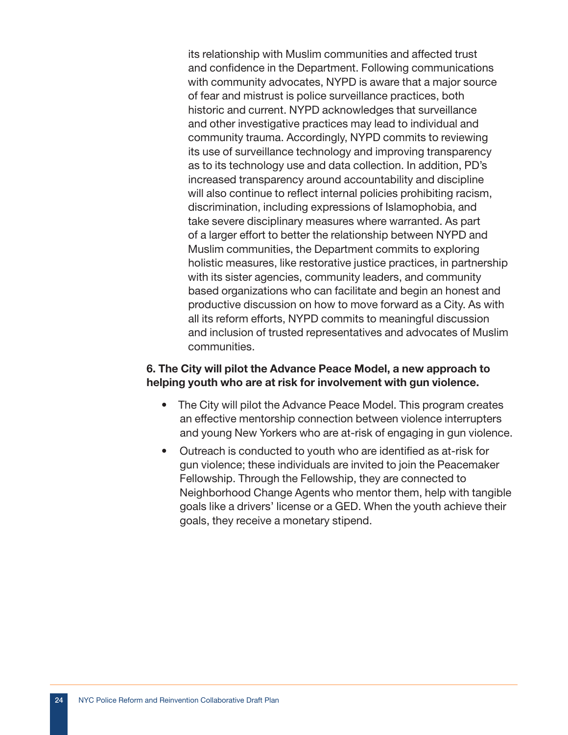its relationship with Muslim communities and affected trust and confidence in the Department. Following communications with community advocates, NYPD is aware that a major source of fear and mistrust is police surveillance practices, both historic and current. NYPD acknowledges that surveillance and other investigative practices may lead to individual and community trauma. Accordingly, NYPD commits to reviewing its use of surveillance technology and improving transparency as to its technology use and data collection. In addition, PD's increased transparency around accountability and discipline will also continue to reflect internal policies prohibiting racism, discrimination, including expressions of Islamophobia, and take severe disciplinary measures where warranted. As part of a larger effort to better the relationship between NYPD and Muslim communities, the Department commits to exploring holistic measures, like restorative justice practices, in partnership with its sister agencies, community leaders, and community based organizations who can facilitate and begin an honest and productive discussion on how to move forward as a City. As with all its reform efforts, NYPD commits to meaningful discussion and inclusion of trusted representatives and advocates of Muslim communities.

**6. The City will pilot the Advance Peace Model, a new approach to helping youth who are at risk for involvement with gun violence.**

- The City will pilot the Advance Peace Model. This program creates an effective mentorship connection between violence interrupters and young New Yorkers who are at-risk of engaging in gun violence.
- Outreach is conducted to youth who are identified as at-risk for gun violence; these individuals are invited to join the Peacemaker Fellowship. Through the Fellowship, they are connected to Neighborhood Change Agents who mentor them, help with tangible goals like a drivers' license or a GED. When the youth achieve their goals, they receive a monetary stipend.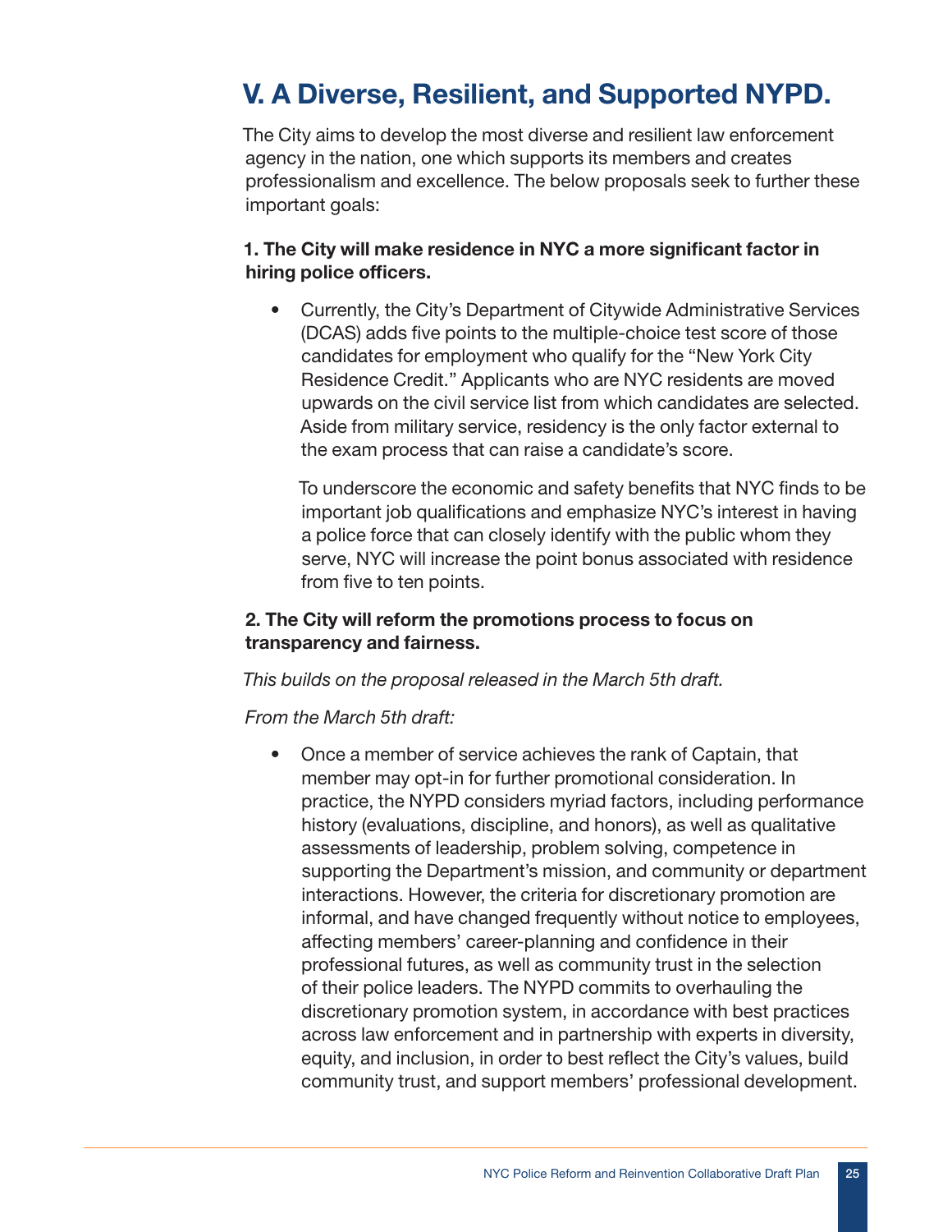## V. A Diverse, Resilient, and Supported NYPD.

The City aims to develop the most diverse and resilient law enforcement agency in the nation, one which supports its members and creates professionalism and excellence. The below proposals seek to further these important goals:

**1. The City will make residence in NYC a more significant factor in hiring police officers.**

- Currently, the City's Department of Citywide Administrative Services (DCAS) adds five points to the multiple-choice test score of those candidates for employment who qualify for the "New York City Residence Credit." Applicants who are NYC residents are moved upwards on the civil service list from which candidates are selected. Aside from military service, residency is the only factor external to the exam process that can raise a candidate's score.

  To underscore the economic and safety benefits that NYC finds to be important job qualifications and emphasize NYC's interest in having a police force that can closely identify with the public whom they serve, NYC will increase the point bonus associated with residence from five to ten points.

**2. The City will reform the promotions process to focus on transparency and fairness.**

*This builds on the proposal released in the March 5th draft.*

*From the March 5th draft:*

- Once a member of service achieves the rank of Captain, that member may opt-in for further promotional consideration. In practice, the NYPD considers myriad factors, including performance history (evaluations, discipline, and honors), as well as qualitative assessments of leadership, problem solving, competence in supporting the Department's mission, and community or department interactions. However, the criteria for discretionary promotion are informal, and have changed frequently without notice to employees, affecting members' career-planning and confidence in their professional futures, as well as community trust in the selection of their police leaders. The NYPD commits to overhauling the discretionary promotion system, in accordance with best practices across law enforcement and in partnership with experts in diversity, equity, and inclusion, in order to best reflect the City's values, build community trust, and support members' professional development.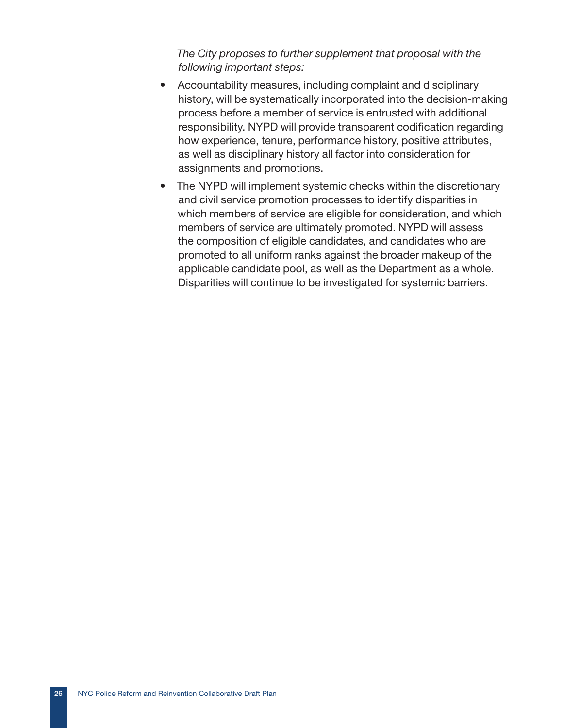*The City proposes to further supplement that proposal with the following important steps:*

- Accountability measures, including complaint and disciplinary history, will be systematically incorporated into the decision-making process before a member of service is entrusted with additional responsibility. NYPD will provide transparent codification regarding how experience, tenure, performance history, positive attributes, as well as disciplinary history all factor into consideration for assignments and promotions.
- The NYPD will implement systemic checks within the discretionary and civil service promotion processes to identify disparities in which members of service are eligible for consideration, and which members of service are ultimately promoted. NYPD will assess the composition of eligible candidates, and candidates who are promoted to all uniform ranks against the broader makeup of the applicable candidate pool, as well as the Department as a whole. Disparities will continue to be investigated for systemic barriers.